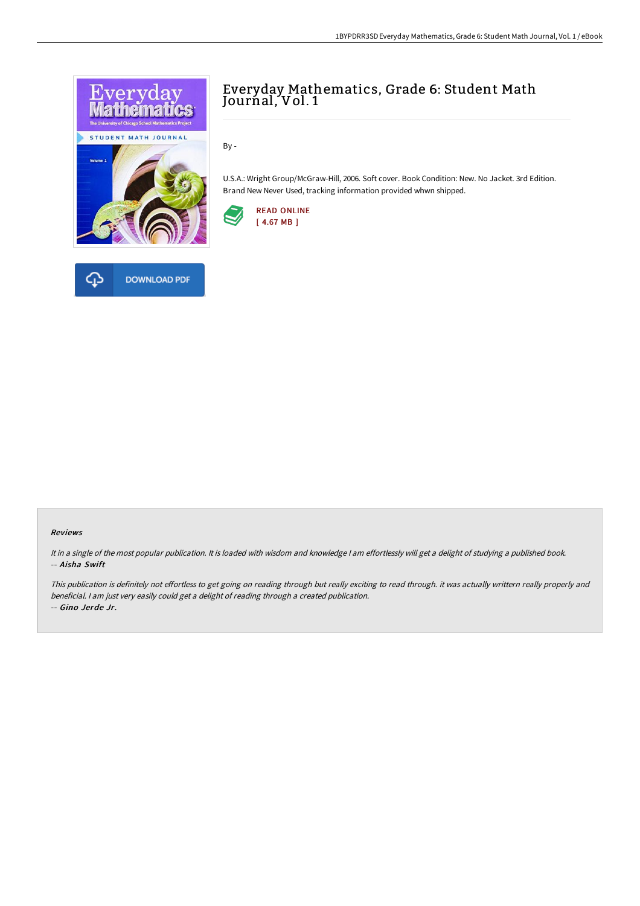# Everyday Mathematics, Grade 6: Student Math Journal, Vol. 1

By -

U.S.A.: Wright Group/McGraw-Hill, 2006. Soft cover. Book Condition: New. No Jacket. 3rd Edition. Brand New Never Used, tracking information provided whwn shipped.

READ ONLINE
[ 4.67 MB ]

DOWNLOAD PDF

### Reviews

*It in a single of the most popular publication. It is loaded with wisdom and knowledge I am effortlessly will get a delight of studying a published book.*
*-- Aisha Swift*

*This publication is definitely not effortless to get going on reading through but really exciting to read through. it was actually writtern really properly and beneficial. I am just very easily could get a delight of reading through a created publication.*
*-- Gino Jerde Jr.*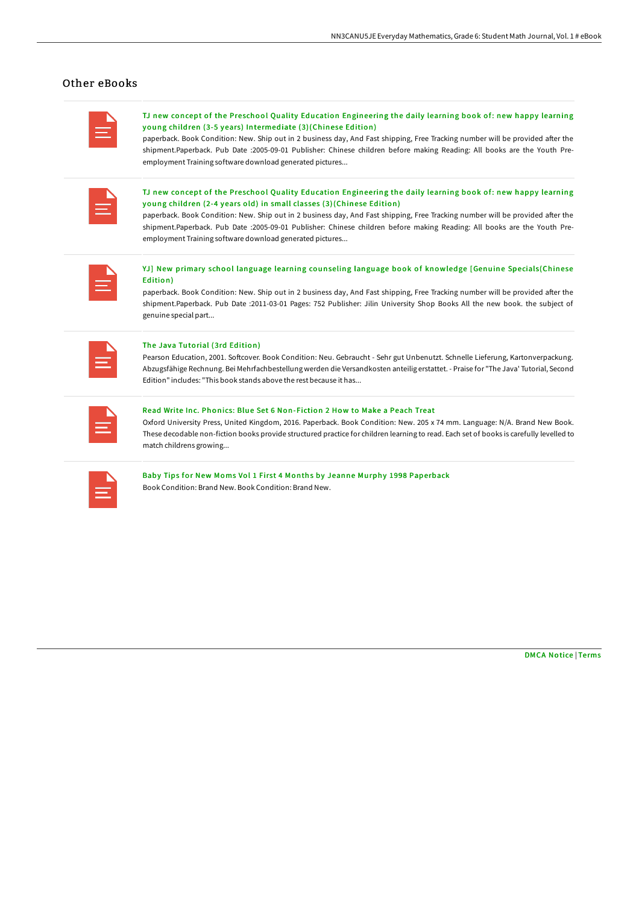## Other eBooks

**TJ new concept of the Preschool Quality Education Engineering the daily learning book of: new happy learning young children (3-5 years) Intermediate (3)(Chinese Edition)**

paperback. Book Condition: New. Ship out in 2 business day, And Fast shipping, Free Tracking number will be provided after the shipment.Paperback. Pub Date :2005-09-01 Publisher: Chinese children before making Reading: All books are the Youth Pre-employment Training software download generated pictures...

**TJ new concept of the Preschool Quality Education Engineering the daily learning book of: new happy learning young children (2-4 years old) in small classes (3)(Chinese Edition)**

paperback. Book Condition: New. Ship out in 2 business day, And Fast shipping, Free Tracking number will be provided after the shipment.Paperback. Pub Date :2005-09-01 Publisher: Chinese children before making Reading: All books are the Youth Pre-employment Training software download generated pictures...

**YJ] New primary school language learning counseling language book of knowledge [Genuine Specials(Chinese Edition)**

paperback. Book Condition: New. Ship out in 2 business day, And Fast shipping, Free Tracking number will be provided after the shipment.Paperback. Pub Date :2011-03-01 Pages: 752 Publisher: Jilin University Shop Books All the new book. the subject of genuine special part...

**The Java Tutorial (3rd Edition)**

Pearson Education, 2001. Softcover. Book Condition: Neu. Gebraucht - Sehr gut Unbenutzt. Schnelle Lieferung, Kartonverpackung. Abzugsfähige Rechnung. Bei Mehrfachbestellung werden die Versandkosten anteilig erstattet. - Praise for "The Java' Tutorial, Second Edition" includes: "This book stands above the rest because it has...

**Read Write Inc. Phonics: Blue Set 6 Non-Fiction 2 How to Make a Peach Treat**

Oxford University Press, United Kingdom, 2016. Paperback. Book Condition: New. 205 x 74 mm. Language: N/A. Brand New Book. These decodable non-fiction books provide structured practice for children learning to read. Each set of books is carefully levelled to match childrens growing...

**Baby Tips for New Moms Vol 1 First 4 Months by Jeanne Murphy 1998 Paperback**

Book Condition: Brand New. Book Condition: Brand New.